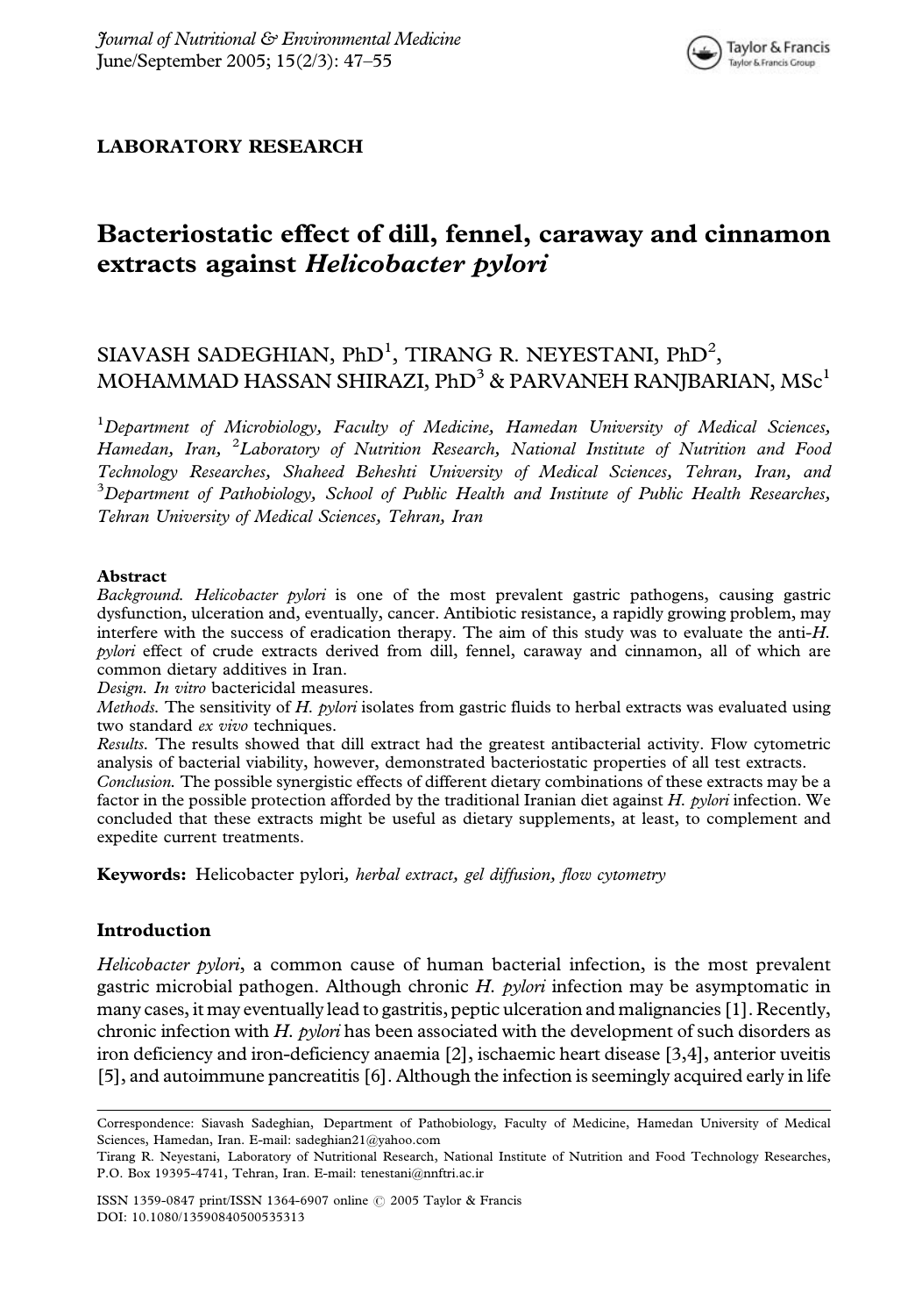LABORATORY RESEARCH

# Bacteriostatic effect of dill, fennel, caraway and cinnamon extracts against *Helicobacter pylori*

SIAVASH SADEGHIAN, PhD[1], TIRANG R. NEYESTANI, PhD[2], MOHAMMAD HASSAN SHIRAZI, PhD[3] & PARVANEH RANJBARIAN, MSc[1]

[1]*Department of Microbiology, Faculty of Medicine, Hamedan University of Medical Sciences, Hamedan, Iran,* [2]*Laboratory of Nutrition Research, National Institute of Nutrition and Food Technology Researches, Shaheed Beheshti University of Medical Sciences, Tehran, Iran, and* [3]*Department of Pathobiology, School of Public Health and Institute of Public Health Researches, Tehran University of Medical Sciences, Tehran, Iran*

### Abstract

*Background. Helicobacter pylori* is one of the most prevalent gastric pathogens, causing gastric dysfunction, ulceration and, eventually, cancer. Antibiotic resistance, a rapidly growing problem, may interfere with the success of eradication therapy. The aim of this study was to evaluate the anti-*H. pylori* effect of crude extracts derived from dill, fennel, caraway and cinnamon, all of which are common dietary additives in Iran.

*Design. In vitro* bactericidal measures.

*Methods.* The sensitivity of *H. pylori* isolates from gastric fluids to herbal extracts was evaluated using two standard *ex vivo* techniques.

*Results.* The results showed that dill extract had the greatest antibacterial activity. Flow cytometric analysis of bacterial viability, however, demonstrated bacteriostatic properties of all test extracts.

*Conclusion.* The possible synergistic effects of different dietary combinations of these extracts may be a factor in the possible protection afforded by the traditional Iranian diet against *H. pylori* infection. We concluded that these extracts might be useful as dietary supplements, at least, to complement and expedite current treatments.

**Keywords:** Helicobacter pylori*, herbal extract, gel diffusion, flow cytometry*

## Introduction

*Helicobacter pylori*, a common cause of human bacterial infection, is the most prevalent gastric microbial pathogen. Although chronic *H. pylori* infection may be asymptomatic in many cases, it may eventually lead to gastritis, peptic ulceration and malignancies [1]. Recently, chronic infection with *H. pylori* has been associated with the development of such disorders as iron deficiency and iron-deficiency anaemia [2], ischaemic heart disease [3,4], anterior uveitis [5], and autoimmune pancreatitis [6]. Although the infection is seemingly acquired early in life

---

Correspondence: Siavash Sadeghian, Department of Pathobiology, Faculty of Medicine, Hamedan University of Medical Sciences, Hamedan, Iran. E-mail: sadeghian21@yahoo.com

Tirang R. Neyestani, Laboratory of Nutritional Research, National Institute of Nutrition and Food Technology Researches, P.O. Box 19395-4741, Tehran, Iran. E-mail: tenestani@nnftri.ac.ir

ISSN 1359-0847 print/ISSN 1364-6907 online © 2005 Taylor & Francis
DOI: 10.1080/13590840500535313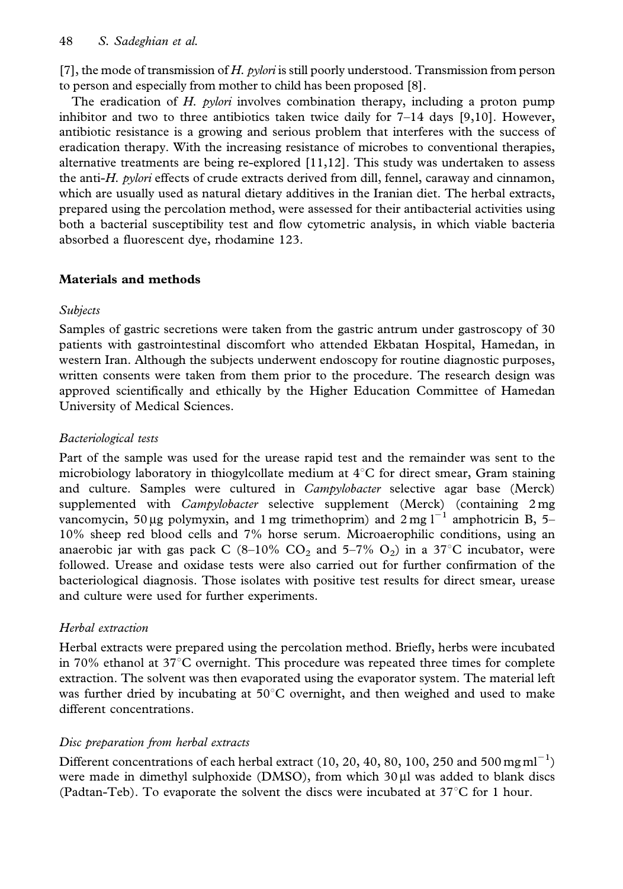[7], the mode of transmission of *H. pylori* is still poorly understood. Transmission from person to person and especially from mother to child has been proposed [8].

The eradication of *H. pylori* involves combination therapy, including a proton pump inhibitor and two to three antibiotics taken twice daily for 7–14 days [9,10]. However, antibiotic resistance is a growing and serious problem that interferes with the success of eradication therapy. With the increasing resistance of microbes to conventional therapies, alternative treatments are being re-explored [11,12]. This study was undertaken to assess the anti-*H. pylori* effects of crude extracts derived from dill, fennel, caraway and cinnamon, which are usually used as natural dietary additives in the Iranian diet. The herbal extracts, prepared using the percolation method, were assessed for their antibacterial activities using both a bacterial susceptibility test and flow cytometric analysis, in which viable bacteria absorbed a fluorescent dye, rhodamine 123.

## Materials and methods

### *Subjects*

Samples of gastric secretions were taken from the gastric antrum under gastroscopy of 30 patients with gastrointestinal discomfort who attended Ekbatan Hospital, Hamedan, in western Iran. Although the subjects underwent endoscopy for routine diagnostic purposes, written consents were taken from them prior to the procedure. The research design was approved scientifically and ethically by the Higher Education Committee of Hamedan University of Medical Sciences.

### *Bacteriological tests*

Part of the sample was used for the urease rapid test and the remainder was sent to the microbiology laboratory in thiogylcollate medium at 4°C for direct smear, Gram staining and culture. Samples were cultured in *Campylobacter* selective agar base (Merck) supplemented with *Campylobacter* selective supplement (Merck) (containing 2 mg vancomycin, 50 μg polymyxin, and 1 mg trimethoprim) and $2\,\mathrm{mg\,l^{-1}}$ amphotricin B, 5–10% sheep red blood cells and 7% horse serum. Microaerophilic conditions, using an anaerobic jar with gas pack C (8–10% $CO_2$ and 5–7% $O_2$) in a 37°C incubator, were followed. Urease and oxidase tests were also carried out for further confirmation of the bacteriological diagnosis. Those isolates with positive test results for direct smear, urease and culture were used for further experiments.

### *Herbal extraction*

Herbal extracts were prepared using the percolation method. Briefly, herbs were incubated in 70% ethanol at 37°C overnight. This procedure was repeated three times for complete extraction. The solvent was then evaporated using the evaporator system. The material left was further dried by incubating at 50°C overnight, and then weighed and used to make different concentrations.

### *Disc preparation from herbal extracts*

Different concentrations of each herbal extract (10, 20, 40, 80, 100, 250 and $500\,\mathrm{mg\,ml^{-1}}$) were made in dimethyl sulphoxide (DMSO), from which 30 μl was added to blank discs (Padtan-Teb). To evaporate the solvent the discs were incubated at 37°C for 1 hour.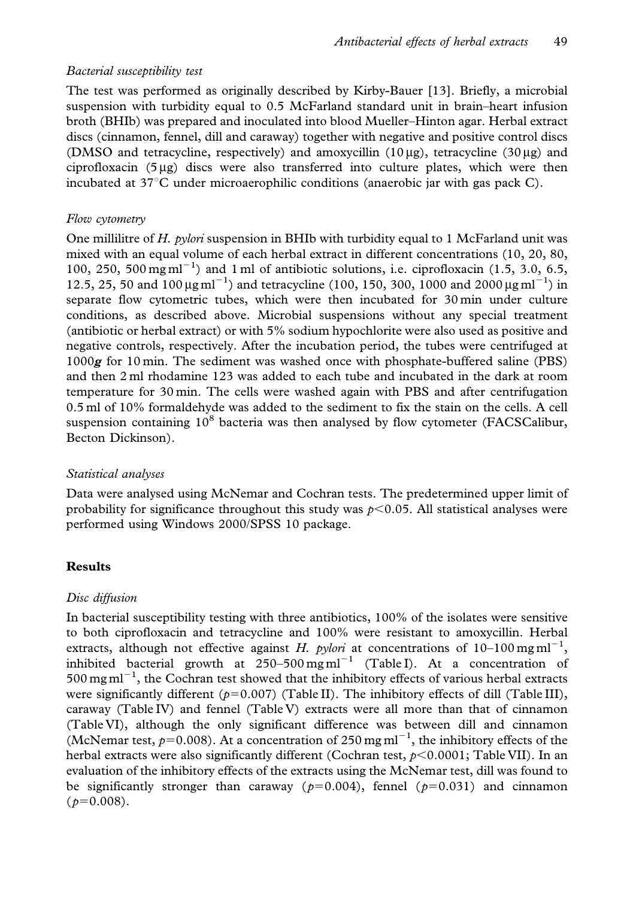### *Bacterial susceptibility test*

The test was performed as originally described by Kirby-Bauer [13]. Briefly, a microbial suspension with turbidity equal to 0.5 McFarland standard unit in brain–heart infusion broth (BHIb) was prepared and inoculated into blood Mueller–Hinton agar. Herbal extract discs (cinnamon, fennel, dill and caraway) together with negative and positive control discs (DMSO and tetracycline, respectively) and amoxycillin (10 μg), tetracycline (30 μg) and ciprofloxacin (5 μg) discs were also transferred into culture plates, which were then incubated at 37°C under microaerophilic conditions (anaerobic jar with gas pack C).

### *Flow cytometry*

One millilitre of *H. pylori* suspension in BHIb with turbidity equal to 1 McFarland unit was mixed with an equal volume of each herbal extract in different concentrations (10, 20, 80, 100, 250, 500 mg $ml^{-1}$) and 1 ml of antibiotic solutions, i.e. ciprofloxacin (1.5, 3.0, 6.5, 12.5, 25, 50 and 100 μg $ml^{-1}$) and tetracycline (100, 150, 300, 1000 and 2000 μg $ml^{-1}$) in separate flow cytometric tubes, which were then incubated for 30 min under culture conditions, as described above. Microbial suspensions without any special treatment (antibiotic or herbal extract) or with 5% sodium hypochlorite were also used as positive and negative controls, respectively. After the incubation period, the tubes were centrifuged at 1000***g*** for 10 min. The sediment was washed once with phosphate-buffered saline (PBS) and then 2 ml rhodamine 123 was added to each tube and incubated in the dark at room temperature for 30 min. The cells were washed again with PBS and after centrifugation 0.5 ml of 10% formaldehyde was added to the sediment to fix the stain on the cells. A cell suspension containing $10^8$ bacteria was then analysed by flow cytometer (FACSCalibur, Becton Dickinson).

### *Statistical analyses*

Data were analysed using McNemar and Cochran tests. The predetermined upper limit of probability for significance throughout this study was $p<0.05$. All statistical analyses were performed using Windows 2000/SPSS 10 package.

## Results

### *Disc diffusion*

In bacterial susceptibility testing with three antibiotics, 100% of the isolates were sensitive to both ciprofloxacin and tetracycline and 100% were resistant to amoxycillin. Herbal extracts, although not effective against *H. pylori* at concentrations of 10–100 mg $ml^{-1}$, inhibited bacterial growth at 250–500 mg $ml^{-1}$ (Table I). At a concentration of 500 mg $ml^{-1}$, the Cochran test showed that the inhibitory effects of various herbal extracts were significantly different ($p=0.007$) (Table II). The inhibitory effects of dill (Table III), caraway (Table IV) and fennel (Table V) extracts were all more than that of cinnamon (Table VI), although the only significant difference was between dill and cinnamon (McNemar test, $p=0.008$). At a concentration of 250 mg $ml^{-1}$, the inhibitory effects of the herbal extracts were also significantly different (Cochran test, $p<0.0001$; Table VII). In an evaluation of the inhibitory effects of the extracts using the McNemar test, dill was found to be significantly stronger than caraway ($p=0.004$), fennel ($p=0.031$) and cinnamon ($p=0.008$).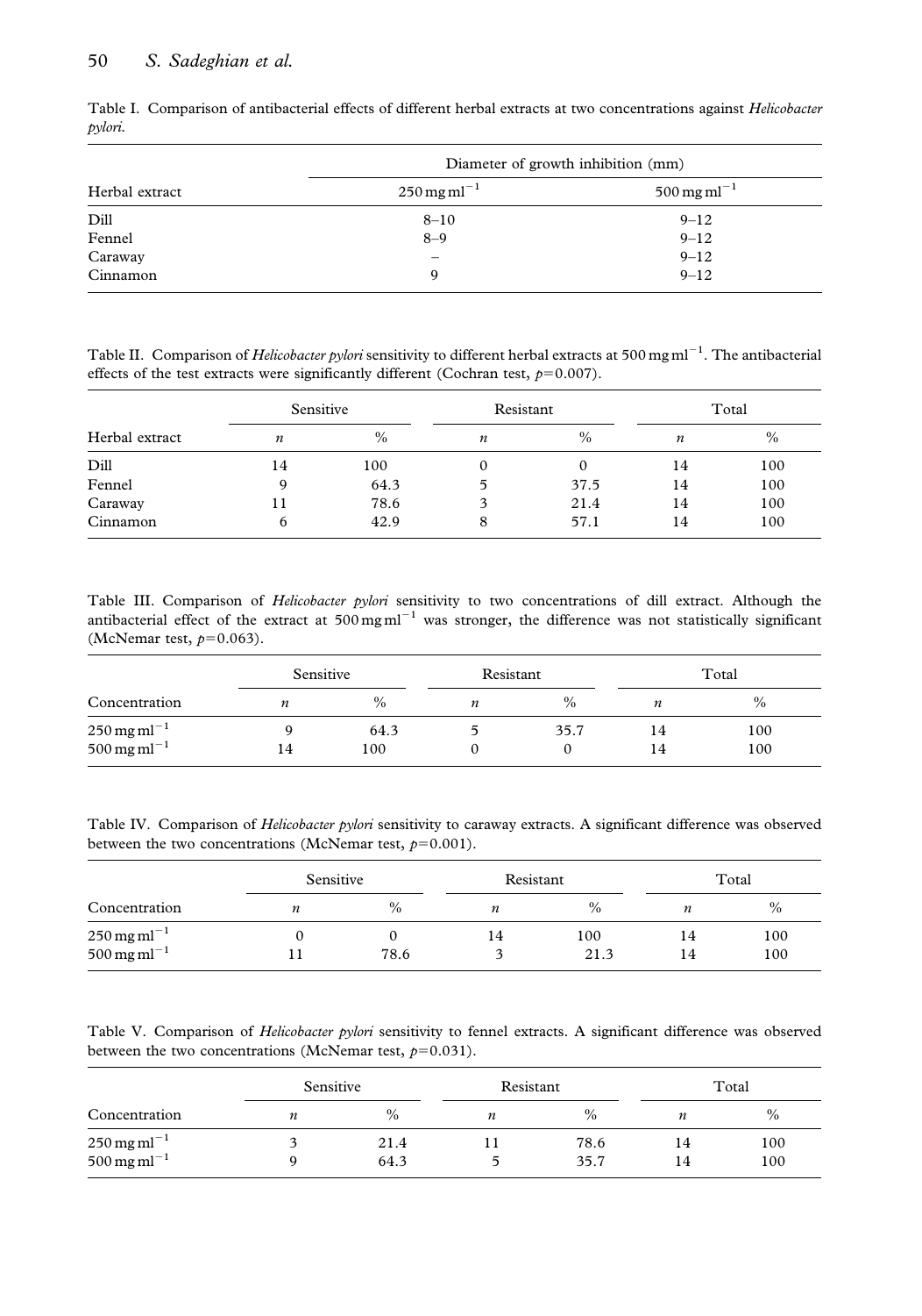Table I. Comparison of antibacterial effects of different herbal extracts at two concentrations against *Helicobacter pylori*.

| Herbal extract | Diameter of growth inhibition (mm) | |
|---|---|---|
| | $250\,\mathrm{mg\,ml^{-1}}$ | $500\,\mathrm{mg\,ml^{-1}}$ |
| Dill | 8–10 | 9–12 |
| Fennel | 8–9 | 9–12 |
| Caraway | – | 9–12 |
| Cinnamon | 9 | 9–12 |

Table II. Comparison of *Helicobacter pylori* sensitivity to different herbal extracts at $500\,\mathrm{mg\,ml^{-1}}$. The antibacterial effects of the test extracts were significantly different (Cochran test, $p = 0.007$).

| Herbal extract | Sensitive | | Resistant | | Total | |
|---|---|---|---|---|---|---|
| | *n* | % | *n* | % | *n* | % |
| Dill | 14 | 100 | 0 | 0 | 14 | 100 |
| Fennel | 9 | 64.3 | 5 | 37.5 | 14 | 100 |
| Caraway | 11 | 78.6 | 3 | 21.4 | 14 | 100 |
| Cinnamon | 6 | 42.9 | 8 | 57.1 | 14 | 100 |

Table III. Comparison of *Helicobacter pylori* sensitivity to two concentrations of dill extract. Although the antibacterial effect of the extract at $500\,\mathrm{mg\,ml^{-1}}$ was stronger, the difference was not statistically significant (McNemar test, $p = 0.063$).

| Concentration | Sensitive | | Resistant | | Total | |
|---|---|---|---|---|---|---|
| | *n* | % | *n* | % | *n* | % |
| $250\,\mathrm{mg\,ml^{-1}}$ | 9 | 64.3 | 5 | 35.7 | 14 | 100 |
| $500\,\mathrm{mg\,ml^{-1}}$ | 14 | 100 | 0 | 0 | 14 | 100 |

Table IV. Comparison of *Helicobacter pylori* sensitivity to caraway extracts. A significant difference was observed between the two concentrations (McNemar test, $p = 0.001$).

| Concentration | Sensitive | | Resistant | | Total | |
|---|---|---|---|---|---|---|
| | *n* | % | *n* | % | *n* | % |
| $250\,\mathrm{mg\,ml^{-1}}$ | 0 | 0 | 14 | 100 | 14 | 100 |
| $500\,\mathrm{mg\,ml^{-1}}$ | 11 | 78.6 | 3 | 21.3 | 14 | 100 |

Table V. Comparison of *Helicobacter pylori* sensitivity to fennel extracts. A significant difference was observed between the two concentrations (McNemar test, $p = 0.031$).

| Concentration | Sensitive | | Resistant | | Total | |
|---|---|---|---|---|---|---|
| | *n* | % | *n* | % | *n* | % |
| $250\,\mathrm{mg\,ml^{-1}}$ | 3 | 21.4 | 11 | 78.6 | 14 | 100 |
| $500\,\mathrm{mg\,ml^{-1}}$ | 9 | 64.3 | 5 | 35.7 | 14 | 100 |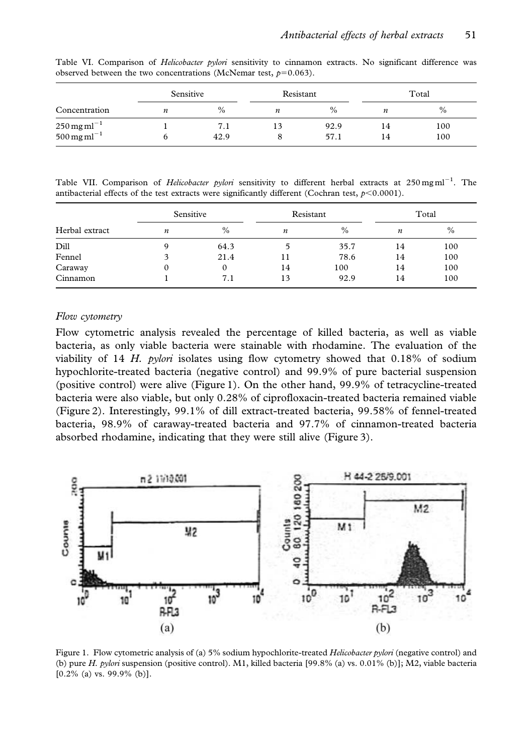Table VI. Comparison of *Helicobacter pylori* sensitivity to cinnamon extracts. No significant difference was observed between the two concentrations (McNemar test, $p=0.063$).

| Concentration | Sensitive | | Resistant | | Total | |
|---|---|---|---|---|---|---|
| | $n$ | % | $n$ | % | $n$ | % |
| $250\,\text{mg ml}^{-1}$ | 1 | 7.1 | 13 | 92.9 | 14 | 100 |
| $500\,\text{mg ml}^{-1}$ | 6 | 42.9 | 8 | 57.1 | 14 | 100 |

Table VII. Comparison of *Helicobacter pylori* sensitivity to different herbal extracts at $250\,\text{mg ml}^{-1}$. The antibacterial effects of the test extracts were significantly different (Cochran test, $p<0.0001$).

| Herbal extract | Sensitive | | Resistant | | Total | |
|---|---|---|---|---|---|---|
| | $n$ | % | $n$ | % | $n$ | % |
| Dill | 9 | 64.3 | 5 | 35.7 | 14 | 100 |
| Fennel | 3 | 21.4 | 11 | 78.6 | 14 | 100 |
| Caraway | 0 | 0 | 14 | 100 | 14 | 100 |
| Cinnamon | 1 | 7.1 | 13 | 92.9 | 14 | 100 |

### *Flow cytometry*

Flow cytometric analysis revealed the percentage of killed bacteria, as well as viable bacteria, as only viable bacteria were stainable with rhodamine. The evaluation of the viability of 14 *H. pylori* isolates using flow cytometry showed that 0.18% of sodium hypochlorite-treated bacteria (negative control) and 99.9% of pure bacterial suspension (positive control) were alive (Figure 1). On the other hand, 99.9% of tetracycline-treated bacteria were also viable, but only 0.28% of ciprofloxacin-treated bacteria remained viable (Figure 2). Interestingly, 99.1% of dill extract-treated bacteria, 99.58% of fennel-treated bacteria, 98.9% of caraway-treated bacteria and 97.7% of cinnamon-treated bacteria absorbed rhodamine, indicating that they were still alive (Figure 3).

Figure 1. Flow cytometric analysis of (a) 5% sodium hypochlorite-treated *Helicobacter pylori* (negative control) and (b) pure *H. pylori* suspension (positive control). M1, killed bacteria [99.8% (a) vs. 0.01% (b)]; M2, viable bacteria [0.2% (a) vs. 99.9% (b)].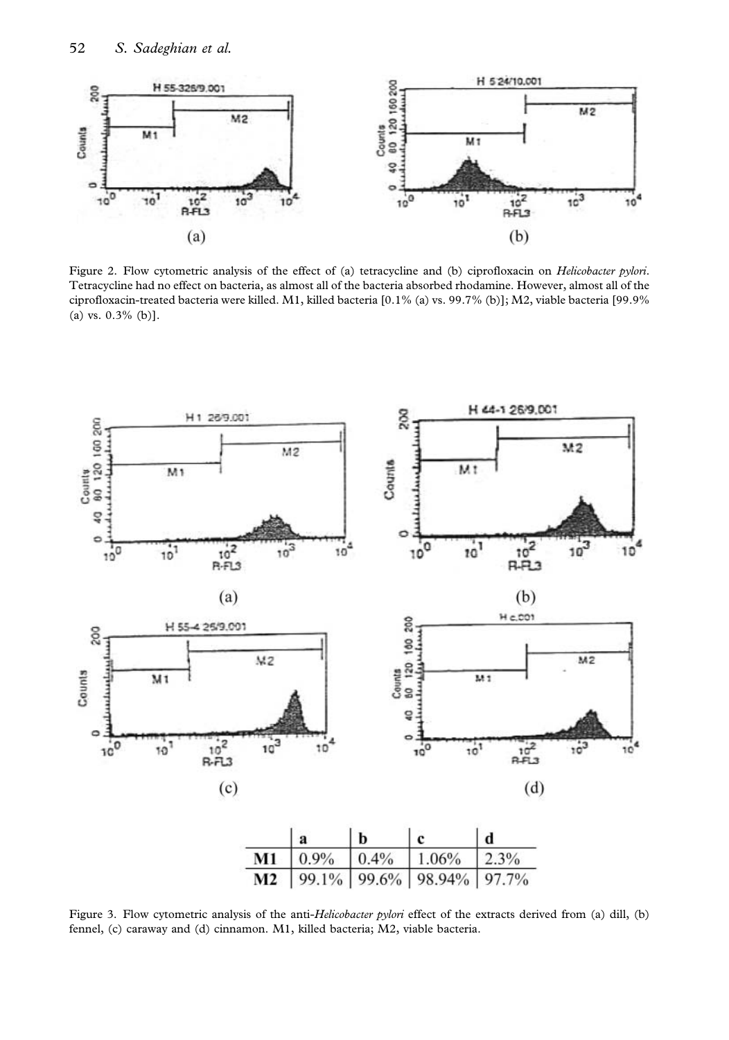Figure 2. Flow cytometric analysis of the effect of (a) tetracycline and (b) ciprofloxacin on *Helicobacter pylori*. Tetracycline had no effect on bacteria, as almost all of the bacteria absorbed rhodamine. However, almost all of the ciprofloxacin-treated bacteria were killed. M1, killed bacteria [0.1% (a) vs. 99.7% (b)]; M2, viable bacteria [99.9% (a) vs. 0.3% (b)].

| | a | b | c | d |
|---|---|---|---|---|
| **M1** | 0.9% | 0.4% | 1.06% | 2.3% |
| **M2** | 99.1% | 99.6% | 98.94% | 97.7% |

Figure 3. Flow cytometric analysis of the anti-*Helicobacter pylori* effect of the extracts derived from (a) dill, (b) fennel, (c) caraway and (d) cinnamon. M1, killed bacteria; M2, viable bacteria.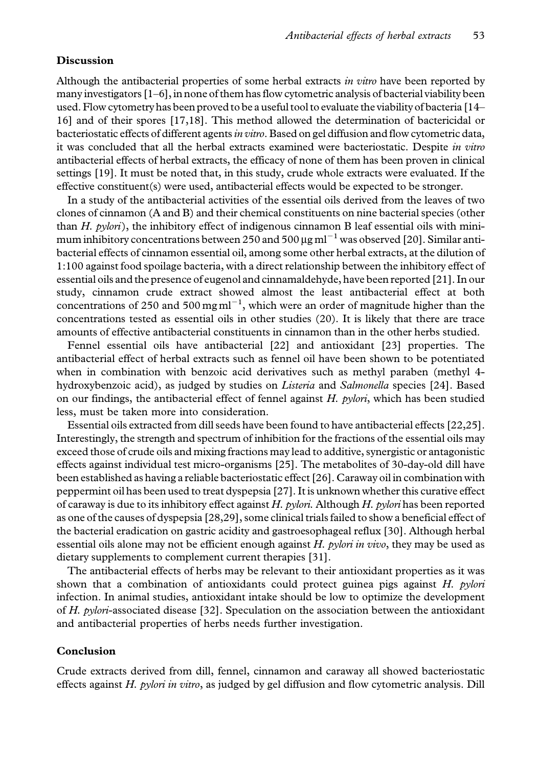## Discussion

Although the antibacterial properties of some herbal extracts *in vitro* have been reported by many investigators [1–6], in none of them has flow cytometric analysis of bacterial viability been used. Flow cytometry has been proved to be a useful tool to evaluate the viability of bacteria [14–16] and of their spores [17,18]. This method allowed the determination of bactericidal or bacteriostatic effects of different agents *in vitro*. Based on gel diffusion and flow cytometric data, it was concluded that all the herbal extracts examined were bacteriostatic. Despite *in vitro* antibacterial effects of herbal extracts, the efficacy of none of them has been proven in clinical settings [19]. It must be noted that, in this study, crude whole extracts were evaluated. If the effective constituent(s) were used, antibacterial effects would be expected to be stronger.

In a study of the antibacterial activities of the essential oils derived from the leaves of two clones of cinnamon (A and B) and their chemical constituents on nine bacterial species (other than *H. pylori*), the inhibitory effect of indigenous cinnamon B leaf essential oils with minimum inhibitory concentrations between 250 and 500 $\mu g\ ml^{-1}$ was observed [20]. Similar antibacterial effects of cinnamon essential oil, among some other herbal extracts, at the dilution of 1:100 against food spoilage bacteria, with a direct relationship between the inhibitory effect of essential oils and the presence of eugenol and cinnamaldehyde, have been reported [21]. In our study, cinnamon crude extract showed almost the least antibacterial effect at both concentrations of 250 and 500 $mg\ ml^{-1}$, which were an order of magnitude higher than the concentrations tested as essential oils in other studies (20). It is likely that there are trace amounts of effective antibacterial constituents in cinnamon than in the other herbs studied.

Fennel essential oils have antibacterial [22] and antioxidant [23] properties. The antibacterial effect of herbal extracts such as fennel oil have been shown to be potentiated when in combination with benzoic acid derivatives such as methyl paraben (methyl 4-hydroxybenzoic acid), as judged by studies on *Listeria* and *Salmonella* species [24]. Based on our findings, the antibacterial effect of fennel against *H. pylori*, which has been studied less, must be taken more into consideration.

Essential oils extracted from dill seeds have been found to have antibacterial effects [22,25]. Interestingly, the strength and spectrum of inhibition for the fractions of the essential oils may exceed those of crude oils and mixing fractions may lead to additive, synergistic or antagonistic effects against individual test micro-organisms [25]. The metabolites of 30-day-old dill have been established as having a reliable bacteriostatic effect [26]. Caraway oil in combination with peppermint oil has been used to treat dyspepsia [27]. It is unknown whether this curative effect of caraway is due to its inhibitory effect against *H. pylori*. Although *H. pylori* has been reported as one of the causes of dyspepsia [28,29], some clinical trials failed to show a beneficial effect of the bacterial eradication on gastric acidity and gastroesophageal reflux [30]. Although herbal essential oils alone may not be efficient enough against *H. pylori in vivo*, they may be used as dietary supplements to complement current therapies [31].

The antibacterial effects of herbs may be relevant to their antioxidant properties as it was shown that a combination of antioxidants could protect guinea pigs against *H. pylori* infection. In animal studies, antioxidant intake should be low to optimize the development of *H. pylori*-associated disease [32]. Speculation on the association between the antioxidant and antibacterial properties of herbs needs further investigation.

## Conclusion

Crude extracts derived from dill, fennel, cinnamon and caraway all showed bacteriostatic effects against *H. pylori in vitro*, as judged by gel diffusion and flow cytometric analysis. Dill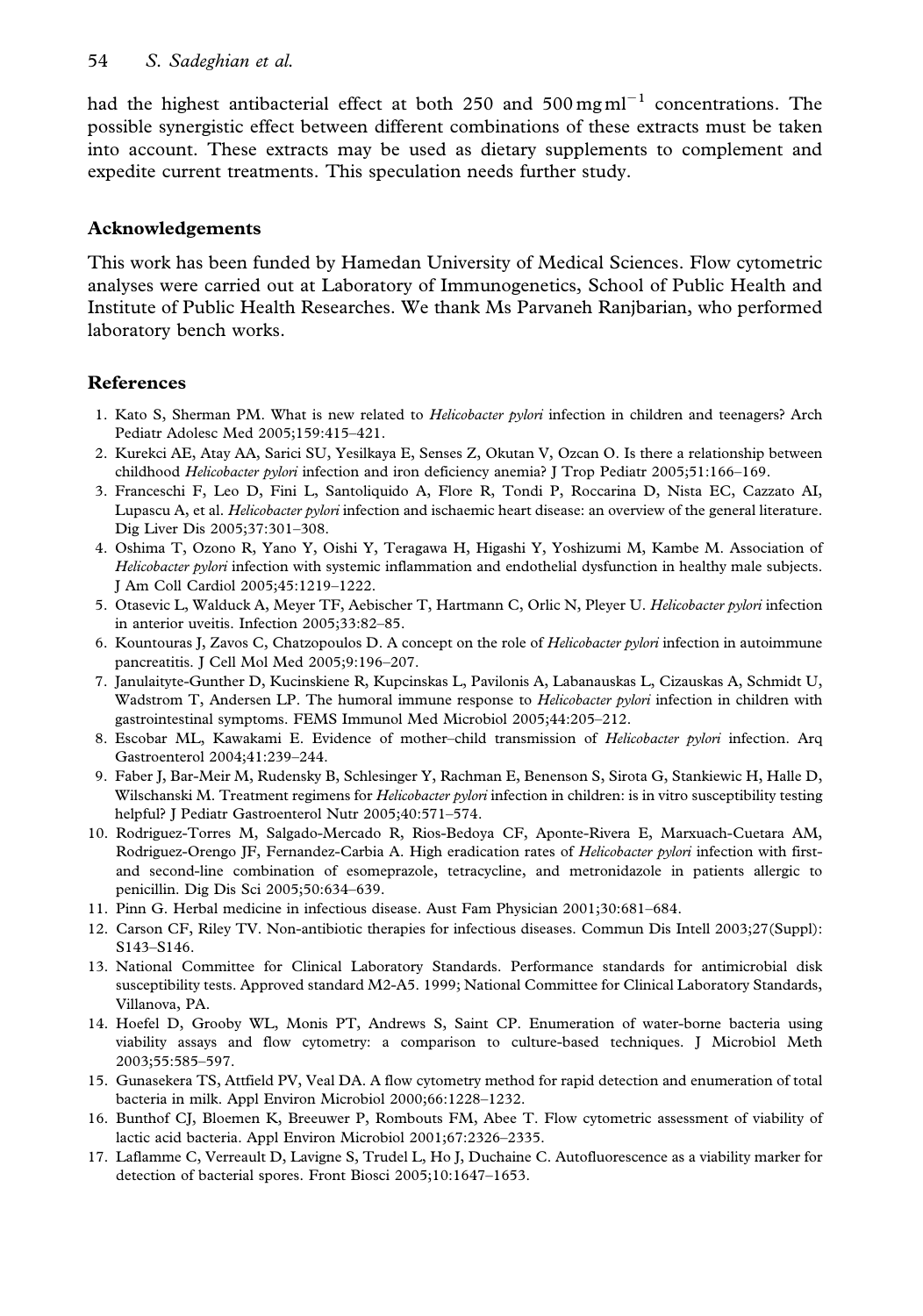had the highest antibacterial effect at both 250 and 500 $mg\,ml^{-1}$ concentrations. The possible synergistic effect between different combinations of these extracts must be taken into account. These extracts may be used as dietary supplements to complement and expedite current treatments. This speculation needs further study.

## Acknowledgements

This work has been funded by Hamedan University of Medical Sciences. Flow cytometric analyses were carried out at Laboratory of Immunogenetics, School of Public Health and Institute of Public Health Researches. We thank Ms Parvaneh Ranjbarian, who performed laboratory bench works.

## References

1. Kato S, Sherman PM. What is new related to *Helicobacter pylori* infection in children and teenagers? Arch Pediatr Adolesc Med 2005;159:415–421.
2. Kurekci AE, Atay AA, Sarici SU, Yesilkaya E, Senses Z, Okutan V, Ozcan O. Is there a relationship between childhood *Helicobacter pylori* infection and iron deficiency anemia? J Trop Pediatr 2005;51:166–169.
3. Franceschi F, Leo D, Fini L, Santoliquido A, Flore R, Tondi P, Roccarina D, Nista EC, Cazzato AI, Lupascu A, et al. *Helicobacter pylori* infection and ischaemic heart disease: an overview of the general literature. Dig Liver Dis 2005;37:301–308.
4. Oshima T, Ozono R, Yano Y, Oishi Y, Teragawa H, Higashi Y, Yoshizumi M, Kambe M. Association of *Helicobacter pylori* infection with systemic inflammation and endothelial dysfunction in healthy male subjects. J Am Coll Cardiol 2005;45:1219–1222.
5. Otasevic L, Walduck A, Meyer TF, Aebischer T, Hartmann C, Orlic N, Pleyer U. *Helicobacter pylori* infection in anterior uveitis. Infection 2005;33:82–85.
6. Kountouras J, Zavos C, Chatzopoulos D. A concept on the role of *Helicobacter pylori* infection in autoimmune pancreatitis. J Cell Mol Med 2005;9:196–207.
7. Janulaityte-Gunther D, Kucinskiene R, Kupcinskas L, Pavilonis A, Labanauskas L, Cizauskas A, Schmidt U, Wadstrom T, Andersen LP. The humoral immune response to *Helicobacter pylori* infection in children with gastrointestinal symptoms. FEMS Immunol Med Microbiol 2005;44:205–212.
8. Escobar ML, Kawakami E. Evidence of mother–child transmission of *Helicobacter pylori* infection. Arq Gastroenterol 2004;41:239–244.
9. Faber J, Bar-Meir M, Rudensky B, Schlesinger Y, Rachman E, Benenson S, Sirota G, Stankiewic H, Halle D, Wilschanski M. Treatment regimens for *Helicobacter pylori* infection in children: is in vitro susceptibility testing helpful? J Pediatr Gastroenterol Nutr 2005;40:571–574.
10. Rodriguez-Torres M, Salgado-Mercado R, Rios-Bedoya CF, Aponte-Rivera E, Marxuach-Cuetara AM, Rodriguez-Orengo JF, Fernandez-Carbia A. High eradication rates of *Helicobacter pylori* infection with first- and second-line combination of esomeprazole, tetracycline, and metronidazole in patients allergic to penicillin. Dig Dis Sci 2005;50:634–639.
11. Pinn G. Herbal medicine in infectious disease. Aust Fam Physician 2001;30:681–684.
12. Carson CF, Riley TV. Non-antibiotic therapies for infectious diseases. Commun Dis Intell 2003;27(Suppl): S143–S146.
13. National Committee for Clinical Laboratory Standards. Performance standards for antimicrobial disk susceptibility tests. Approved standard M2-A5. 1999; National Committee for Clinical Laboratory Standards, Villanova, PA.
14. Hoefel D, Grooby WL, Monis PT, Andrews S, Saint CP. Enumeration of water-borne bacteria using viability assays and flow cytometry: a comparison to culture-based techniques. J Microbiol Meth 2003;55:585–597.
15. Gunasekera TS, Attfield PV, Veal DA. A flow cytometry method for rapid detection and enumeration of total bacteria in milk. Appl Environ Microbiol 2000;66:1228–1232.
16. Bunthof CJ, Bloemen K, Breeuwer P, Rombouts FM, Abee T. Flow cytometric assessment of viability of lactic acid bacteria. Appl Environ Microbiol 2001;67:2326–2335.
17. Laflamme C, Verreault D, Lavigne S, Trudel L, Ho J, Duchaine C. Autofluorescence as a viability marker for detection of bacterial spores. Front Biosci 2005;10:1647–1653.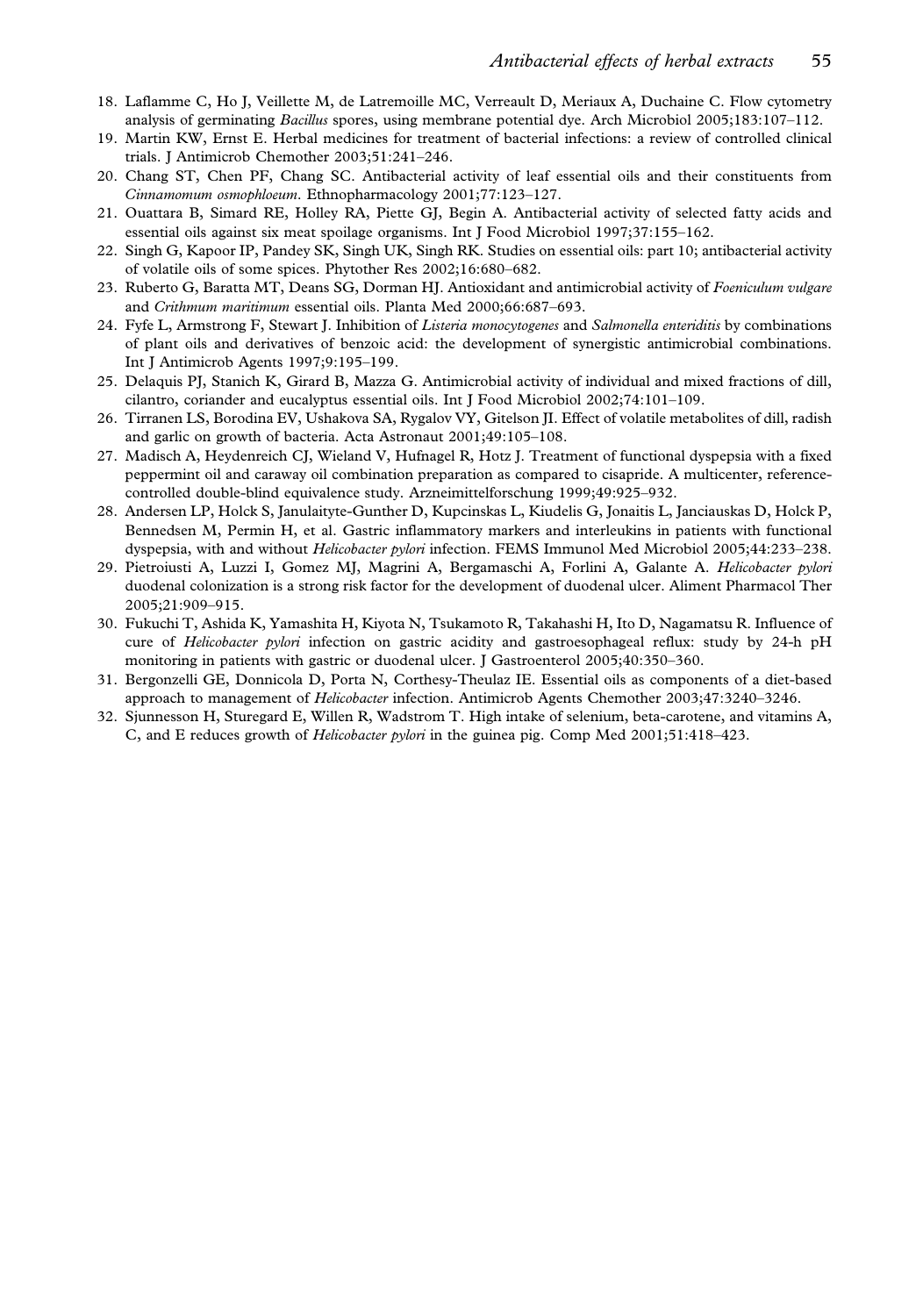18. Laflamme C, Ho J, Veillette M, de Latremoille MC, Verreault D, Meriaux A, Duchaine C. Flow cytometry analysis of germinating *Bacillus* spores, using membrane potential dye. Arch Microbiol 2005;183:107–112.
19. Martin KW, Ernst E. Herbal medicines for treatment of bacterial infections: a review of controlled clinical trials. J Antimicrob Chemother 2003;51:241–246.
20. Chang ST, Chen PF, Chang SC. Antibacterial activity of leaf essential oils and their constituents from *Cinnamomum osmophloeum*. Ethnopharmacology 2001;77:123–127.
21. Ouattara B, Simard RE, Holley RA, Piette GJ, Begin A. Antibacterial activity of selected fatty acids and essential oils against six meat spoilage organisms. Int J Food Microbiol 1997;37:155–162.
22. Singh G, Kapoor IP, Pandey SK, Singh UK, Singh RK. Studies on essential oils: part 10; antibacterial activity of volatile oils of some spices. Phytother Res 2002;16:680–682.
23. Ruberto G, Baratta MT, Deans SG, Dorman HJ. Antioxidant and antimicrobial activity of *Foeniculum vulgare* and *Crithmum maritimum* essential oils. Planta Med 2000;66:687–693.
24. Fyfe L, Armstrong F, Stewart J. Inhibition of *Listeria monocytogenes* and *Salmonella enteriditis* by combinations of plant oils and derivatives of benzoic acid: the development of synergistic antimicrobial combinations. Int J Antimicrob Agents 1997;9:195–199.
25. Delaquis PJ, Stanich K, Girard B, Mazza G. Antimicrobial activity of individual and mixed fractions of dill, cilantro, coriander and eucalyptus essential oils. Int J Food Microbiol 2002;74:101–109.
26. Tirranen LS, Borodina EV, Ushakova SA, Rygalov VY, Gitelson JI. Effect of volatile metabolites of dill, radish and garlic on growth of bacteria. Acta Astronaut 2001;49:105–108.
27. Madisch A, Heydenreich CJ, Wieland V, Hufnagel R, Hotz J. Treatment of functional dyspepsia with a fixed peppermint oil and caraway oil combination preparation as compared to cisapride. A multicenter, reference-controlled double-blind equivalence study. Arzneimittelforschung 1999;49:925–932.
28. Andersen LP, Holck S, Janulaityte-Gunther D, Kupcinskas L, Kiudelis G, Jonaitis L, Janciauskas D, Holck P, Bennedsen M, Permin H, et al. Gastric inflammatory markers and interleukins in patients with functional dyspepsia, with and without *Helicobacter pylori* infection. FEMS Immunol Med Microbiol 2005;44:233–238.
29. Pietroiusti A, Luzzi I, Gomez MJ, Magrini A, Bergamaschi A, Forlini A, Galante A. *Helicobacter pylori* duodenal colonization is a strong risk factor for the development of duodenal ulcer. Aliment Pharmacol Ther 2005;21:909–915.
30. Fukuchi T, Ashida K, Yamashita H, Kiyota N, Tsukamoto R, Takahashi H, Ito D, Nagamatsu R. Influence of cure of *Helicobacter pylori* infection on gastric acidity and gastroesophageal reflux: study by 24-h pH monitoring in patients with gastric or duodenal ulcer. J Gastroenterol 2005;40:350–360.
31. Bergonzelli GE, Donnicola D, Porta N, Corthesy-Theulaz IE. Essential oils as components of a diet-based approach to management of *Helicobacter* infection. Antimicrob Agents Chemother 2003;47:3240–3246.
32. Sjunnesson H, Sturegard E, Willen R, Wadstrom T. High intake of selenium, beta-carotene, and vitamins A, C, and E reduces growth of *Helicobacter pylori* in the guinea pig. Comp Med 2001;51:418–423.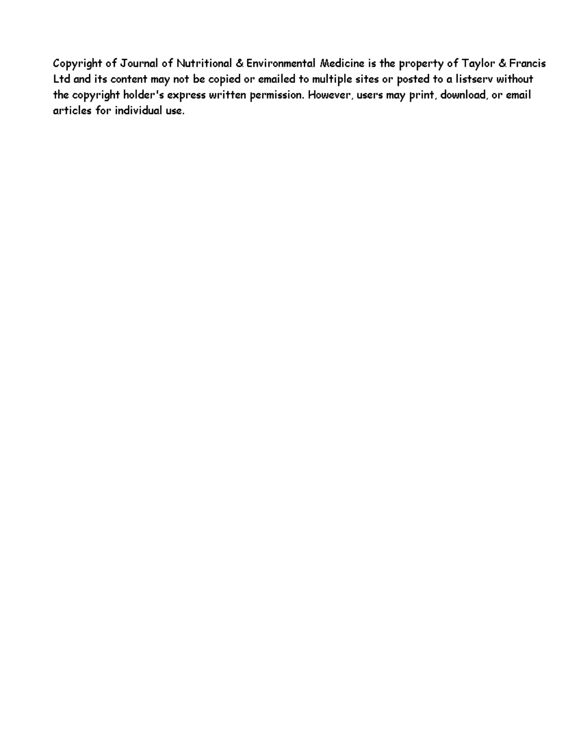Copyright of Journal of Nutritional & Environmental Medicine is the property of Taylor & Francis Ltd and its content may not be copied or emailed to multiple sites or posted to a listserv without the copyright holder's express written permission. However, users may print, download, or email articles for individual use.